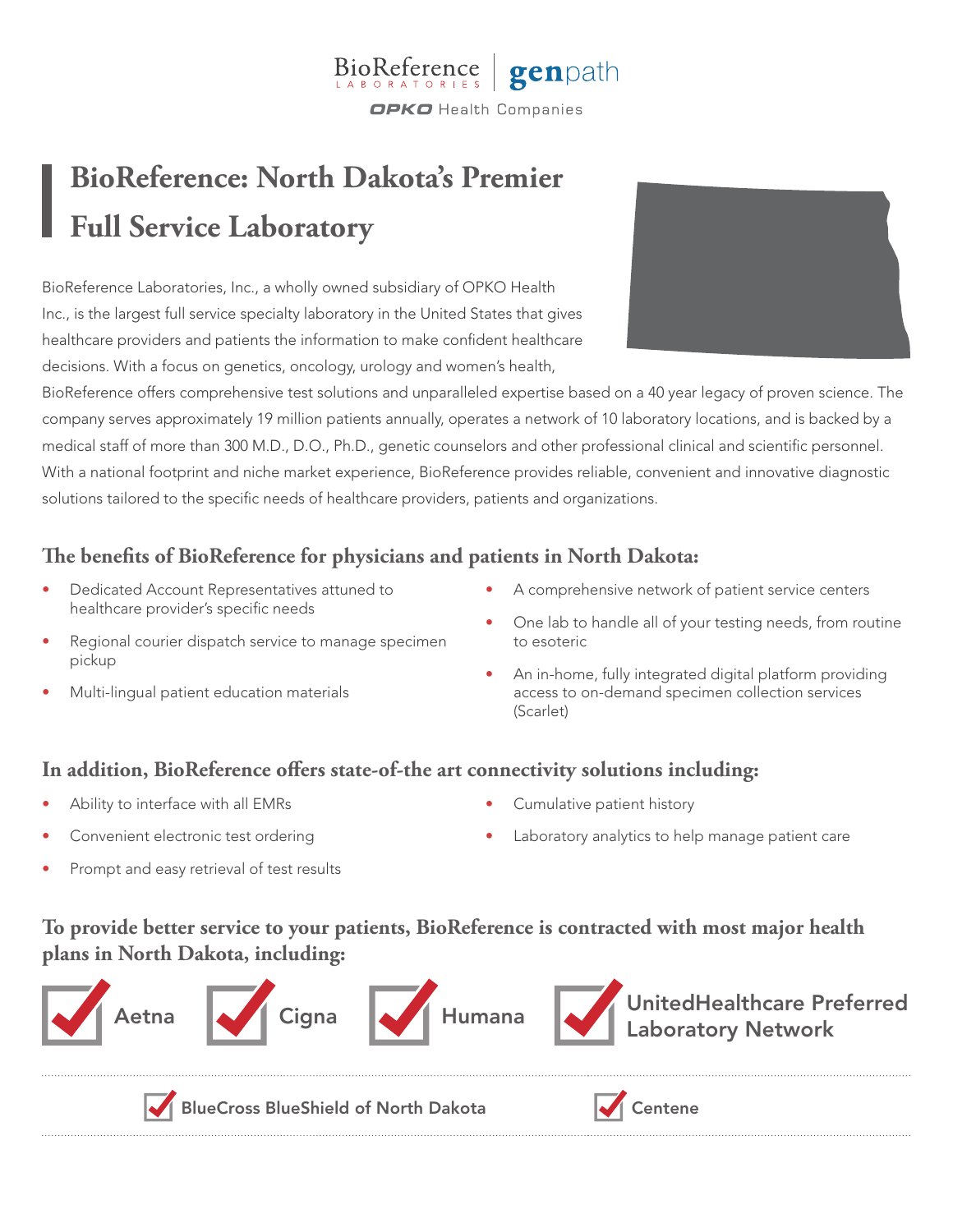BioReference LABORATORIES | genpath

OPKO Health Companies

# BioReference: North Dakota's Premier Full Service Laboratory

BioReference Laboratories, Inc., a wholly owned subsidiary of OPKO Health Inc., is the largest full service specialty laboratory in the United States that gives healthcare providers and patients the information to make confident healthcare decisions. With a focus on genetics, oncology, urology and women's health, BioReference offers comprehensive test solutions and unparalleled expertise based on a 40 year legacy of proven science. The company serves approximately 19 million patients annually, operates a network of 10 laboratory locations, and is backed by a medical staff of more than 300 M.D., D.O., Ph.D., genetic counselors and other professional clinical and scientific personnel. With a national footprint and niche market experience, BioReference provides reliable, convenient and innovative diagnostic solutions tailored to the specific needs of healthcare providers, patients and organizations.

## The benefits of BioReference for physicians and patients in North Dakota:

- Dedicated Account Representatives attuned to healthcare provider's specific needs
- Regional courier dispatch service to manage specimen pickup
- Multi-lingual patient education materials
- A comprehensive network of patient service centers
- One lab to handle all of your testing needs, from routine to esoteric
- An in-home, fully integrated digital platform providing access to on-demand specimen collection services (Scarlet)

## In addition, BioReference offers state-of-the art connectivity solutions including:

- Ability to interface with all EMRs
- Convenient electronic test ordering
- Prompt and easy retrieval of test results
- Cumulative patient history
- Laboratory analytics to help manage patient care

## To provide better service to your patients, BioReference is contracted with most major health plans in North Dakota, including:

- ✓ Aetna
- ✓ Cigna
- ✓ Humana
- ✓ UnitedHealthcare Preferred Laboratory Network
- ✓ BlueCross BlueShield of North Dakota
- ✓ Centene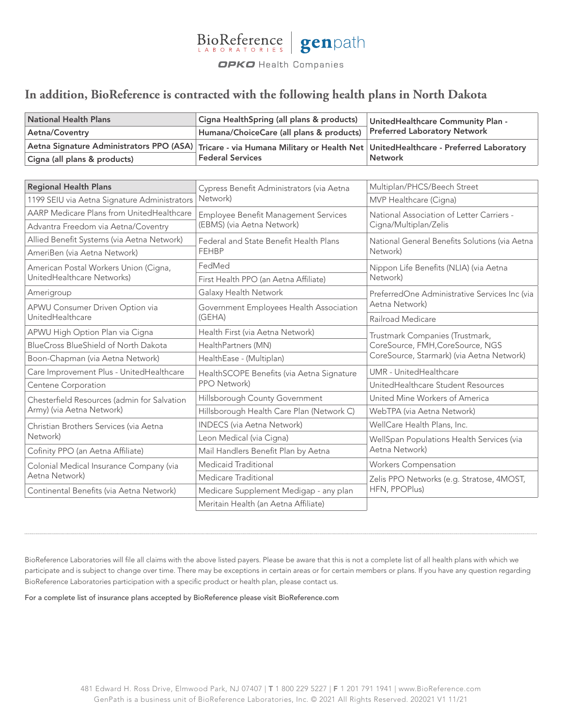## In addition, BioReference is contracted with the following health plans in North Dakota

| National Health Plans | | |
|---|---|---|
| Aetna/Coventry | Cigna HealthSpring (all plans & products) | UnitedHealthcare Community Plan - Preferred Laboratory Network |
| Aetna Signature Administrators PPO (ASA) | Humana/ChoiceCare (all plans & products) | UnitedHealthcare - Preferred Laboratory Network |
| Cigna (all plans & products) | Tricare - via Humana Military or Health Net Federal Services | |

| Regional Health Plans | | |
|---|---|---|
| 1199 SEIU via Aetna Signature Administrators | Cypress Benefit Administrators (via Aetna Network) | Multiplan/PHCS/Beech Street |
| AARP Medicare Plans from UnitedHealthcare | Employee Benefit Management Services (EBMS) (via Aetna Network) | MVP Healthcare (Cigna) |
| Advantra Freedom via Aetna/Coventry | Federal and State Benefit Health Plans FEHBP | National Association of Letter Carriers - Cigna/Multiplan/Zelis |
| Allied Benefit Systems (via Aetna Network) | FedMed | National General Benefits Solutions (via Aetna Network) |
| AmeriBen (via Aetna Network) | First Health PPO (an Aetna Affiliate) | Nippon Life Benefits (NLIA) (via Aetna Network) |
| American Postal Workers Union (Cigna, UnitedHealthcare Networks) | Galaxy Health Network | PreferredOne Administrative Services Inc (via Aetna Network) |
| Amerigroup | Government Employees Health Association (GEHA) | Railroad Medicare |
| APWU Consumer Driven Option via UnitedHealthcare | Health First (via Aetna Network) | Trustmark Companies (Trustmark, CoreSource, FMH,CoreSource, NGS CoreSource, Starmark) (via Aetna Network) |
| APWU High Option Plan via Cigna | HealthPartners (MN) | UMR - UnitedHealthcare |
| BlueCross BlueShield of North Dakota | HealthEase - (Multiplan) | UnitedHealthcare Student Resources |
| Boon-Chapman (via Aetna Network) | HealthSCOPE Benefits (via Aetna Signature PPO Network) | United Mine Workers of America |
| Care Improvement Plus - UnitedHealthcare | Hillsborough County Government | WebTPA (via Aetna Network) |
| Centene Corporation | Hillsborough Health Care Plan (Network C) | WellCare Health Plans, Inc. |
| Chesterfield Resources (admin for Salvation Army) (via Aetna Network) | INDECS (via Aetna Network) | WellSpan Populations Health Services (via Aetna Network) |
| Christian Brothers Services (via Aetna Network) | Leon Medical (via Cigna) | Workers Compensation |
| Cofinity PPO (an Aetna Affiliate) | Mail Handlers Benefit Plan by Aetna | Zelis PPO Networks (e.g. Stratose, 4MOST, HFN, PPOPlus) |
| Colonial Medical Insurance Company (via Aetna Network) | Medicaid Traditional | |
| Continental Benefits (via Aetna Network) | Medicare Traditional | |
| | Medicare Supplement Medigap - any plan | |
| | Meritain Health (an Aetna Affiliate) | |

BioReference Laboratories will file all claims with the above listed payers. Please be aware that this is not a complete list of all health plans with which we participate and is subject to change over time. There may be exceptions in certain areas or for certain members or plans. If you have any question regarding BioReference Laboratories participation with a specific product or health plan, please contact us.

For a complete list of insurance plans accepted by BioReference please visit BioReference.com

481 Edward H. Ross Drive, Elmwood Park, NJ 07407 | T 1 800 229 5227 | F 1 201 791 1941 | www.BioReference.com
GenPath is a business unit of BioReference Laboratories, Inc. © 2021 All Rights Reserved. 202021 V1 11/21